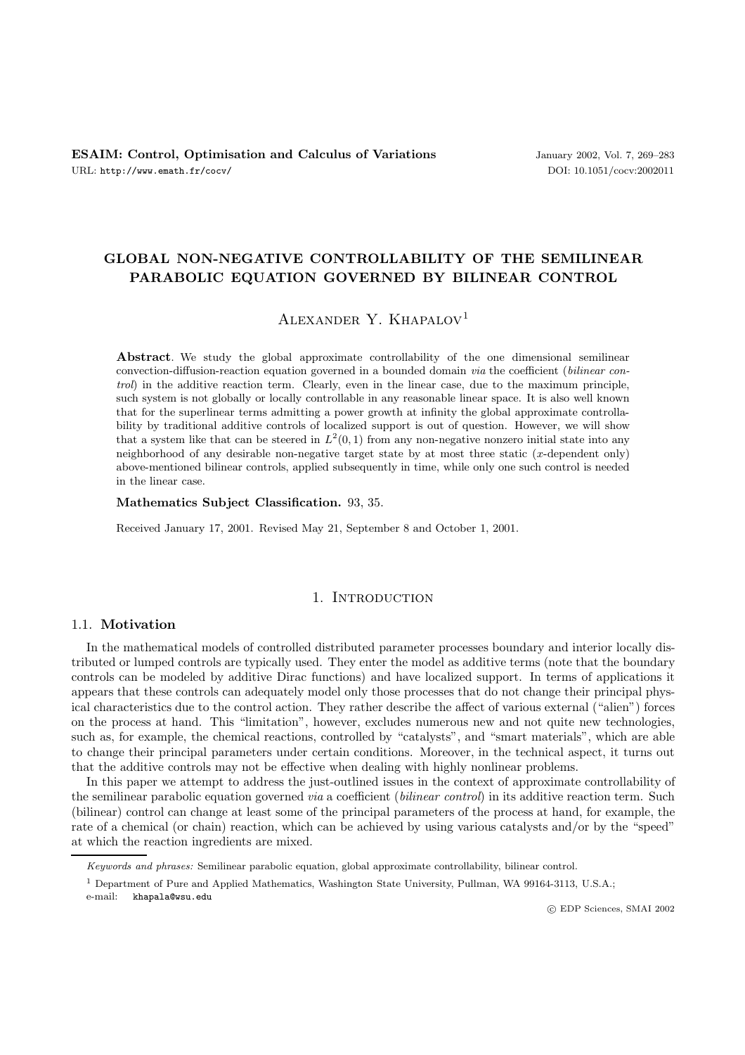# GLOBAL NON-NEGATIVE CONTROLLABILITY OF THE SEMILINEAR PARABOLIC EQUATION GOVERNED BY BILINEAR CONTROL

Alexander Y. Khapalov[1]

**Abstract**. We study the global approximate controllability of the one dimensional semilinear convection-diffusion-reaction equation governed in a bounded domain *via* the coefficient (*bilinear control*) in the additive reaction term. Clearly, even in the linear case, due to the maximum principle, such system is not globally or locally controllable in any reasonable linear space. It is also well known that for the superlinear terms admitting a power growth at infinity the global approximate controllability by traditional additive controls of localized support is out of question. However, we will show that a system like that can be steered in $L^2(0,1)$ from any non-negative nonzero initial state into any neighborhood of any desirable non-negative target state by at most three static ($x$-dependent only) above-mentioned bilinear controls, applied subsequently in time, while only one such control is needed in the linear case.

**Mathematics Subject Classification.** 93, 35.

Received January 17, 2001. Revised May 21, September 8 and October 1, 2001.

## 1. Introduction

### 1.1. Motivation

In the mathematical models of controlled distributed parameter processes boundary and interior locally distributed or lumped controls are typically used. They enter the model as additive terms (note that the boundary controls can be modeled by additive Dirac functions) and have localized support. In terms of applications it appears that these controls can adequately model only those processes that do not change their principal physical characteristics due to the control action. They rather describe the affect of various external ("alien") forces on the process at hand. This "limitation", however, excludes numerous new and not quite new technologies, such as, for example, the chemical reactions, controlled by "catalysts", and "smart materials", which are able to change their principal parameters under certain conditions. Moreover, in the technical aspect, it turns out that the additive controls may not be effective when dealing with highly nonlinear problems.

In this paper we attempt to address the just-outlined issues in the context of approximate controllability of the semilinear parabolic equation governed *via* a coefficient (*bilinear control*) in its additive reaction term. Such (bilinear) control can change at least some of the principal parameters of the process at hand, for example, the rate of a chemical (or chain) reaction, which can be achieved by using various catalysts and/or by the "speed" at which the reaction ingredients are mixed.

*Keywords and phrases:* Semilinear parabolic equation, global approximate controllability, bilinear control.

[1] Department of Pure and Applied Mathematics, Washington State University, Pullman, WA 99164-3113, U.S.A.; e-mail: khapala@wsu.edu

© EDP Sciences, SMAI 2002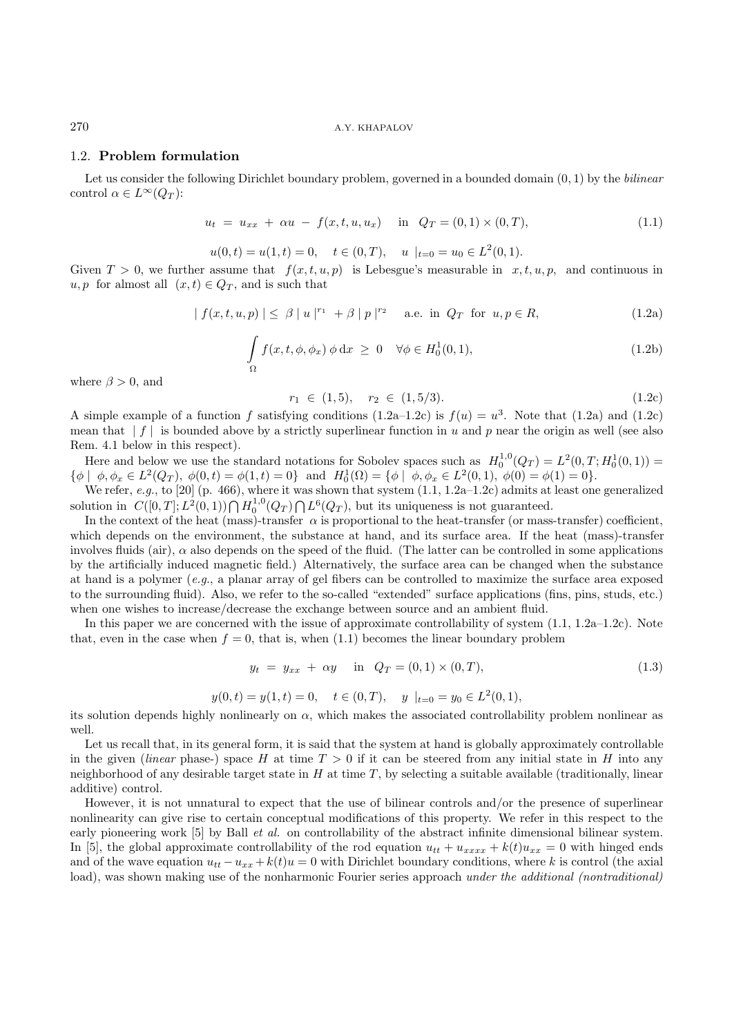### 1.2. **Problem formulation**

Let us consider the following Dirichlet boundary problem, governed in a bounded domain $(0,1)$ by the *bilinear* control $\alpha \in L^\infty(Q_T)$:

$$u_t \;=\; u_{xx} \;+\; \alpha u \;-\; f(x,t,u,u_x) \quad \text{in} \quad Q_T = (0,1)\times(0,T), \tag{1.1}$$

$$u(0,t) = u(1,t) = 0, \quad t \in (0,T), \quad u \mid_{t=0} = u_0 \in L^2(0,1).$$

Given $T > 0$, we further assume that $f(x,t,u,p)$ is Lebesgue's measurable in $x,t,u,p$, and continuous in $u,p$ for almost all $(x,t) \in Q_T$, and is such that

$$\mid f(x,t,u,p) \mid \;\leq\; \beta \mid u \mid^{r_1} \;+\; \beta \mid p \mid^{r_2} \quad \text{a.e. in } Q_T \text{ for } u,p \in R, \tag{1.2a}$$

$$\int_\Omega f(x,t,\phi,\phi_x)\,\phi\,\mathrm{d}x \;\geq\; 0 \quad \forall \phi \in H_0^1(0,1), \tag{1.2b}$$

where $\beta > 0$, and

$$r_1 \;\in\; (1,5), \quad r_2 \;\in\; (1,5/3). \tag{1.2c}$$

A simple example of a function $f$ satisfying conditions (1.2a–1.2c) is $f(u) = u^3$. Note that (1.2a) and (1.2c) mean that $\mid f \mid$ is bounded above by a strictly superlinear function in $u$ and $p$ near the origin as well (see also Rem. 4.1 below in this respect).

Here and below we use the standard notations for Sobolev spaces such as $H_0^{1,0}(Q_T) = L^2(0,T;H_0^1(0,1)) = \{\phi \mid \phi, \phi_x \in L^2(Q_T),\ \phi(0,t) = \phi(1,t) = 0\}$ and $H_0^1(\Omega) = \{\phi \mid \phi, \phi_x \in L^2(0,1),\ \phi(0) = \phi(1) = 0\}$.

We refer, *e.g.*, to [20] (p. 466), where it was shown that system (1.1, 1.2a–1.2c) admits at least one generalized solution in $C([0,T];L^2(0,1)) \bigcap H_0^{1,0}(Q_T) \bigcap L^6(Q_T)$, but its uniqueness is not guaranteed.

In the context of the heat (mass)-transfer $\alpha$ is proportional to the heat-transfer (or mass-transfer) coefficient, which depends on the environment, the substance at hand, and its surface area. If the heat (mass)-transfer involves fluids (air), $\alpha$ also depends on the speed of the fluid. (The latter can be controlled in some applications by the artificially induced magnetic field.) Alternatively, the surface area can be changed when the substance at hand is a polymer (*e.g.*, a planar array of gel fibers can be controlled to maximize the surface area exposed to the surrounding fluid). Also, we refer to the so-called "extended" surface applications (fins, pins, studs, etc.) when one wishes to increase/decrease the exchange between source and an ambient fluid.

In this paper we are concerned with the issue of approximate controllability of system (1.1, 1.2a–1.2c). Note that, even in the case when $f = 0$, that is, when (1.1) becomes the linear boundary problem

$$y_t \;=\; y_{xx} \;+\; \alpha y \quad \text{in} \quad Q_T = (0,1)\times(0,T), \tag{1.3}$$

$$y(0,t) = y(1,t) = 0, \quad t \in (0,T), \quad y \mid_{t=0} = y_0 \in L^2(0,1),$$

its solution depends highly nonlinearly on $\alpha$, which makes the associated controllability problem nonlinear as well.

Let us recall that, in its general form, it is said that the system at hand is globally approximately controllable in the given (*linear* phase-) space $H$ at time $T > 0$ if it can be steered from any initial state in $H$ into any neighborhood of any desirable target state in $H$ at time $T$, by selecting a suitable available (traditionally, linear additive) control.

However, it is not unnatural to expect that the use of bilinear controls and/or the presence of superlinear nonlinearity can give rise to certain conceptual modifications of this property. We refer in this respect to the early pioneering work [5] by Ball *et al.* on controllability of the abstract infinite dimensional bilinear system. In [5], the global approximate controllability of the rod equation $u_{tt} + u_{xxxx} + k(t)u_{xx} = 0$ with hinged ends and of the wave equation $u_{tt} - u_{xx} + k(t)u = 0$ with Dirichlet boundary conditions, where $k$ is control (the axial load), was shown making use of the nonharmonic Fourier series approach *under the additional (nontraditional)*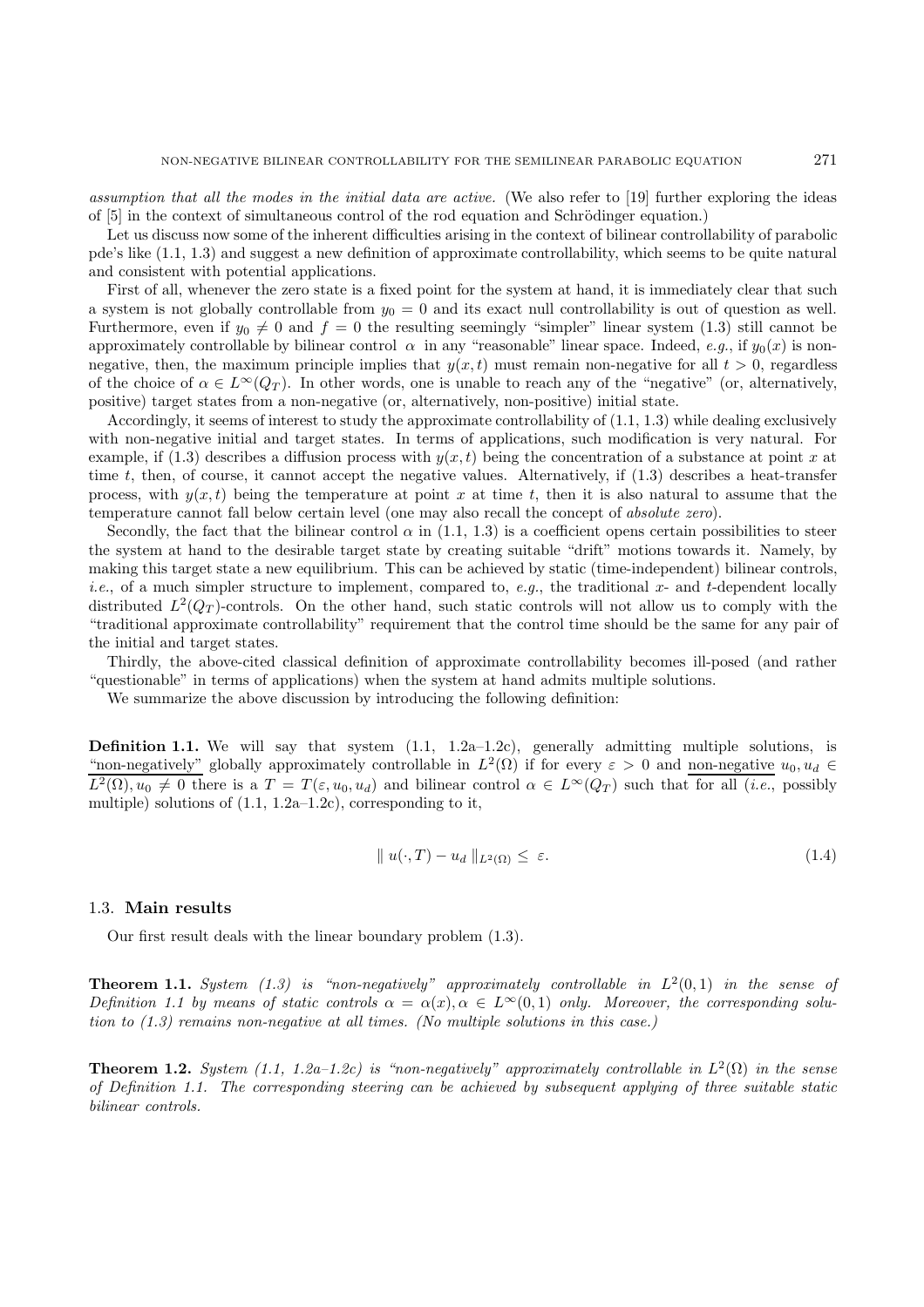*assumption that all the modes in the initial data are active.* (We also refer to [19] further exploring the ideas of [5] in the context of simultaneous control of the rod equation and Schrödinger equation.)

Let us discuss now some of the inherent difficulties arising in the context of bilinear controllability of parabolic pde's like (1.1, 1.3) and suggest a new definition of approximate controllability, which seems to be quite natural and consistent with potential applications.

First of all, whenever the zero state is a fixed point for the system at hand, it is immediately clear that such a system is not globally controllable from $y_0 = 0$ and its exact null controllability is out of question as well. Furthermore, even if $y_0 \neq 0$ and $f = 0$ the resulting seemingly "simpler" linear system (1.3) still cannot be approximately controllable by bilinear control $\alpha$ in any "reasonable" linear space. Indeed, *e.g.*, if $y_0(x)$ is non-negative, then, the maximum principle implies that $y(x,t)$ must remain non-negative for all $t > 0$, regardless of the choice of $\alpha \in L^\infty(Q_T)$. In other words, one is unable to reach any of the "negative" (or, alternatively, positive) target states from a non-negative (or, alternatively, non-positive) initial state.

Accordingly, it seems of interest to study the approximate controllability of (1.1, 1.3) while dealing exclusively with non-negative initial and target states. In terms of applications, such modification is very natural. For example, if (1.3) describes a diffusion process with $y(x,t)$ being the concentration of a substance at point $x$ at time $t$, then, of course, it cannot accept the negative values. Alternatively, if (1.3) describes a heat-transfer process, with $y(x,t)$ being the temperature at point $x$ at time $t$, then it is also natural to assume that the temperature cannot fall below certain level (one may also recall the concept of *absolute zero*).

Secondly, the fact that the bilinear control $\alpha$ in (1.1, 1.3) is a coefficient opens certain possibilities to steer the system at hand to the desirable target state by creating suitable "drift" motions towards it. Namely, by making this target state a new equilibrium. This can be achieved by static (time-independent) bilinear controls, *i.e.*, of a much simpler structure to implement, compared to, *e.g.*, the traditional $x$- and $t$-dependent locally distributed $L^2(Q_T)$-controls. On the other hand, such static controls will not allow us to comply with the "traditional approximate controllability" requirement that the control time should be the same for any pair of the initial and target states.

Thirdly, the above-cited classical definition of approximate controllability becomes ill-posed (and rather "questionable" in terms of applications) when the system at hand admits multiple solutions.

We summarize the above discussion by introducing the following definition:

**Definition 1.1.** We will say that system (1.1, 1.2a–1.2c), generally admitting multiple solutions, is "non-negatively" globally approximately controllable in $L^2(\Omega)$ if for every $\varepsilon > 0$ and non-negative $u_0, u_d \in L^2(\Omega), u_0 \neq 0$ there is a $T = T(\varepsilon, u_0, u_d)$ and bilinear control $\alpha \in L^\infty(Q_T)$ such that for all (*i.e.*, possibly multiple) solutions of (1.1, 1.2a–1.2c), corresponding to it,

$$\| u(\cdot, T) - u_d \|_{L^2(\Omega)} \leq \varepsilon. \tag{1.4}$$

### 1.3. **Main results**

Our first result deals with the linear boundary problem (1.3).

**Theorem 1.1.** *System (1.3) is "non-negatively" approximately controllable in $L^2(0,1)$ in the sense of Definition 1.1 by means of static controls $\alpha = \alpha(x), \alpha \in L^\infty(0,1)$ only. Moreover, the corresponding solution to (1.3) remains non-negative at all times. (No multiple solutions in this case.)*

**Theorem 1.2.** *System (1.1, 1.2a–1.2c) is "non-negatively" approximately controllable in $L^2(\Omega)$ in the sense of Definition 1.1. The corresponding steering can be achieved by subsequent applying of three suitable static bilinear controls.*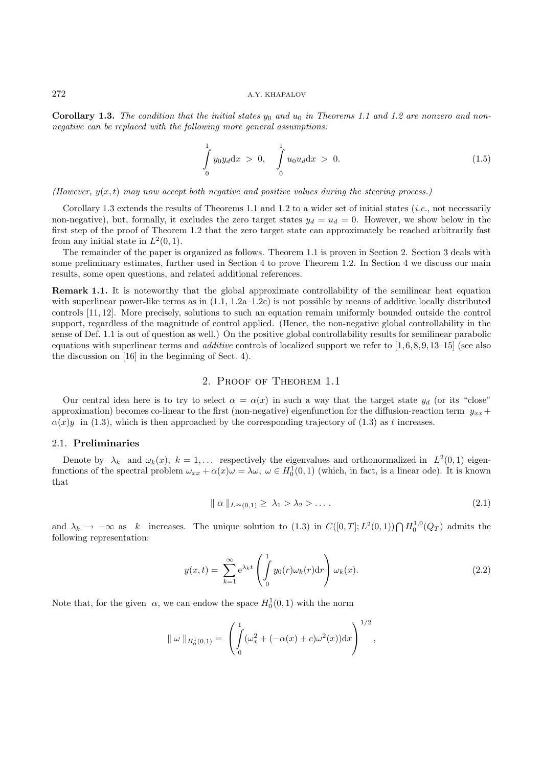**Corollary 1.3.** *The condition that the initial states $y_0$ and $u_0$ in Theorems 1.1 and 1.2 are nonzero and non-negative can be replaced with the following more general assumptions:*

$$\int_0^1 y_0 y_d \mathrm{d}x \;>\; 0, \quad \int_0^1 u_0 u_d \mathrm{d}x \;>\; 0. \tag{1.5}$$

*(However, $y(x,t)$ may now accept both negative and positive values during the steering process.)*

Corollary 1.3 extends the results of Theorems 1.1 and 1.2 to a wider set of initial states (*i.e.*, not necessarily non-negative), but, formally, it excludes the zero target states $y_d = u_d = 0$. However, we show below in the first step of the proof of Theorem 1.2 that the zero target state can approximately be reached arbitrarily fast from any initial state in $L^2(0,1)$.

The remainder of the paper is organized as follows. Theorem 1.1 is proven in Section 2. Section 3 deals with some preliminary estimates, further used in Section 4 to prove Theorem 1.2. In Section 4 we discuss our main results, some open questions, and related additional references.

**Remark 1.1.** It is noteworthy that the global approximate controllability of the semilinear heat equation with superlinear power-like terms as in (1.1, 1.2a–1.2c) is not possible by means of additive locally distributed controls [11, 12]. More precisely, solutions to such an equation remain uniformly bounded outside the control support, regardless of the magnitude of control applied. (Hence, the non-negative global controllability in the sense of Def. 1.1 is out of question as well.) On the positive global controllability results for semilinear parabolic equations with superlinear terms and *additive* controls of localized support we refer to [1, 6, 8, 9, 13–15] (see also the discussion on [16] in the beginning of Sect. 4).

## 2. Proof of Theorem 1.1

Our central idea here is to try to select $\alpha = \alpha(x)$ in such a way that the target state $y_d$ (or its "close" approximation) becomes co-linear to the first (non-negative) eigenfunction for the diffusion-reaction term $y_{xx} + \alpha(x)y$ in (1.3), which is then approached by the corresponding trajectory of (1.3) as $t$ increases.

### 2.1. Preliminaries

Denote by $\lambda_k$ and $\omega_k(x)$, $k = 1, \ldots$ respectively the eigenvalues and orthonormalized in $L^2(0,1)$ eigenfunctions of the spectral problem $\omega_{xx} + \alpha(x)\omega = \lambda\omega$, $\omega \in H_0^1(0,1)$ (which, in fact, is a linear ode). It is known that

$$\| \alpha \|_{L^\infty(0,1)} \geq \lambda_1 > \lambda_2 > \ldots, \tag{2.1}$$

and $\lambda_k \to -\infty$ as $k$ increases. The unique solution to (1.3) in $C([0,T];L^2(0,1)) \bigcap H_0^{1,0}(Q_T)$ admits the following representation:

$$y(x,t) = \sum_{k=1}^{\infty} \mathrm{e}^{\lambda_k t} \left( \int_0^1 y_0(r)\omega_k(r)\mathrm{d}r \right) \omega_k(x). \tag{2.2}$$

Note that, for the given $\alpha$, we can endow the space $H_0^1(0,1)$ with the norm

$$\| \omega \|_{H_0^1(0,1)} = \left( \int_0^1 (\omega_x^2 + (-\alpha(x) + c)\omega^2(x))\mathrm{d}x \right)^{1/2},$$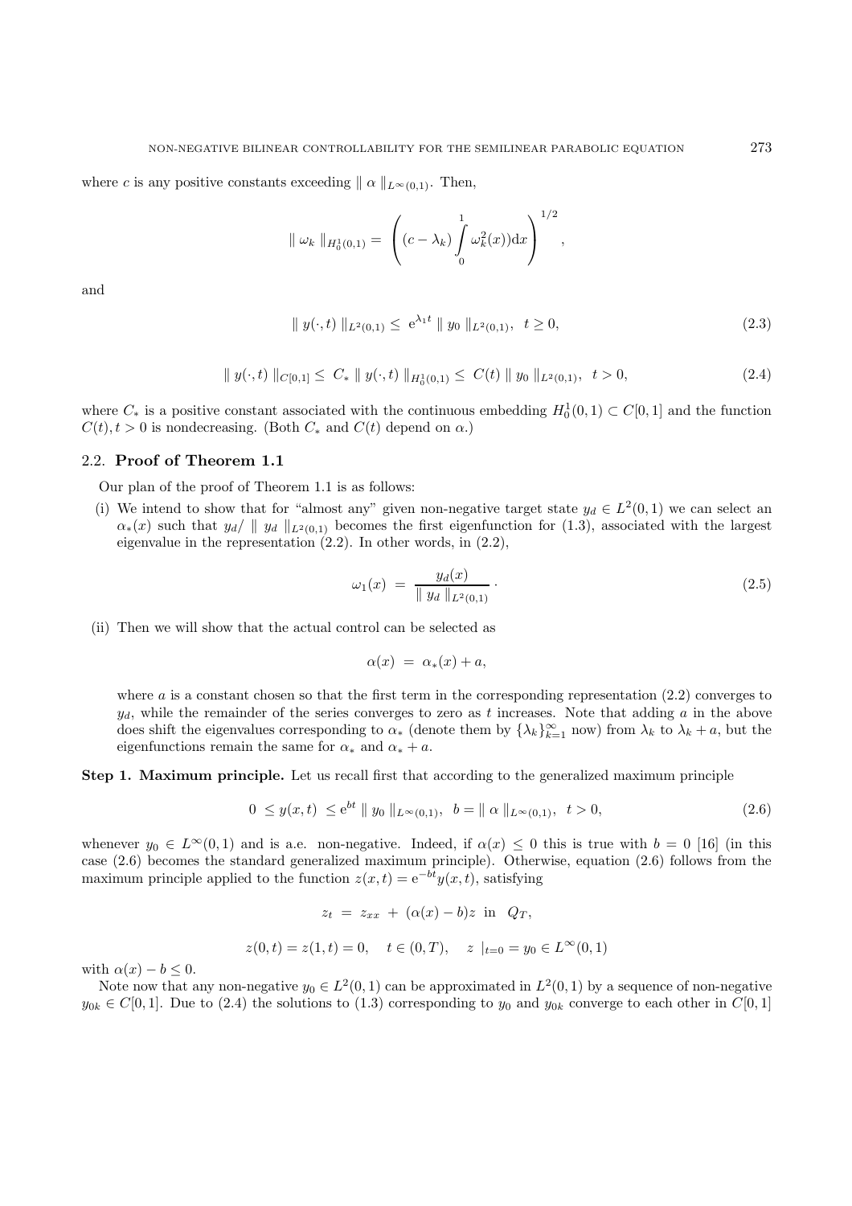where $c$ is any positive constants exceeding $\| \alpha \|_{L^\infty(0,1)}$. Then,

$$\| \omega_k \|_{H_0^1(0,1)} = \left( (c - \lambda_k) \int_0^1 \omega_k^2(x) \mathrm{d}x \right)^{1/2},$$

and

$$\| y(\cdot, t) \|_{L^2(0,1)} \le \mathrm{e}^{\lambda_1 t} \| y_0 \|_{L^2(0,1)}, \quad t \ge 0, \tag{2.3}$$

$$\| y(\cdot, t) \|_{C[0,1]} \le C_* \| y(\cdot, t) \|_{H_0^1(0,1)} \le C(t) \| y_0 \|_{L^2(0,1)}, \quad t > 0, \tag{2.4}$$

where $C_*$ is a positive constant associated with the continuous embedding $H_0^1(0,1) \subset C[0,1]$ and the function $C(t), t > 0$ is nondecreasing. (Both $C_*$ and $C(t)$ depend on $\alpha$.)

## 2.2. Proof of Theorem 1.1

Our plan of the proof of Theorem 1.1 is as follows:

(i) We intend to show that for "almost any" given non-negative target state $y_d \in L^2(0,1)$ we can select an $\alpha_*(x)$ such that $y_d / \| y_d \|_{L^2(0,1)}$ becomes the first eigenfunction for (1.3), associated with the largest eigenvalue in the representation (2.2). In other words, in (2.2),

$$\omega_1(x) = \frac{y_d(x)}{\| y_d \|_{L^2(0,1)}} \cdot \tag{2.5}$$

(ii) Then we will show that the actual control can be selected as

$$\alpha(x) = \alpha_*(x) + a,$$

where $a$ is a constant chosen so that the first term in the corresponding representation (2.2) converges to $y_d$, while the remainder of the series converges to zero as $t$ increases. Note that adding $a$ in the above does shift the eigenvalues corresponding to $\alpha_*$ (denote them by $\{\lambda_k\}_{k=1}^\infty$ now) from $\lambda_k$ to $\lambda_k + a$, but the eigenfunctions remain the same for $\alpha_*$ and $\alpha_* + a$.

**Step 1. Maximum principle.** Let us recall first that according to the generalized maximum principle

$$0 \le y(x,t) \le \mathrm{e}^{bt} \| y_0 \|_{L^\infty(0,1)}, \quad b = \| \alpha \|_{L^\infty(0,1)}, \quad t > 0, \tag{2.6}$$

whenever $y_0 \in L^\infty(0,1)$ and is a.e. non-negative. Indeed, if $\alpha(x) \le 0$ this is true with $b = 0$ [16] (in this case (2.6) becomes the standard generalized maximum principle). Otherwise, equation (2.6) follows from the maximum principle applied to the function $z(x,t) = \mathrm{e}^{-bt} y(x,t)$, satisfying

$$z_t = z_{xx} + (\alpha(x) - b) z \quad \text{in} \quad Q_T,$$

$$z(0,t) = z(1,t) = 0, \quad t \in (0,T), \quad z\mid_{t=0} = y_0 \in L^\infty(0,1)$$

with $\alpha(x) - b \le 0$.

Note now that any non-negative $y_0 \in L^2(0,1)$ can be approximated in $L^2(0,1)$ by a sequence of non-negative $y_{0k} \in C[0,1]$. Due to (2.4) the solutions to (1.3) corresponding to $y_0$ and $y_{0k}$ converge to each other in $C[0,1]$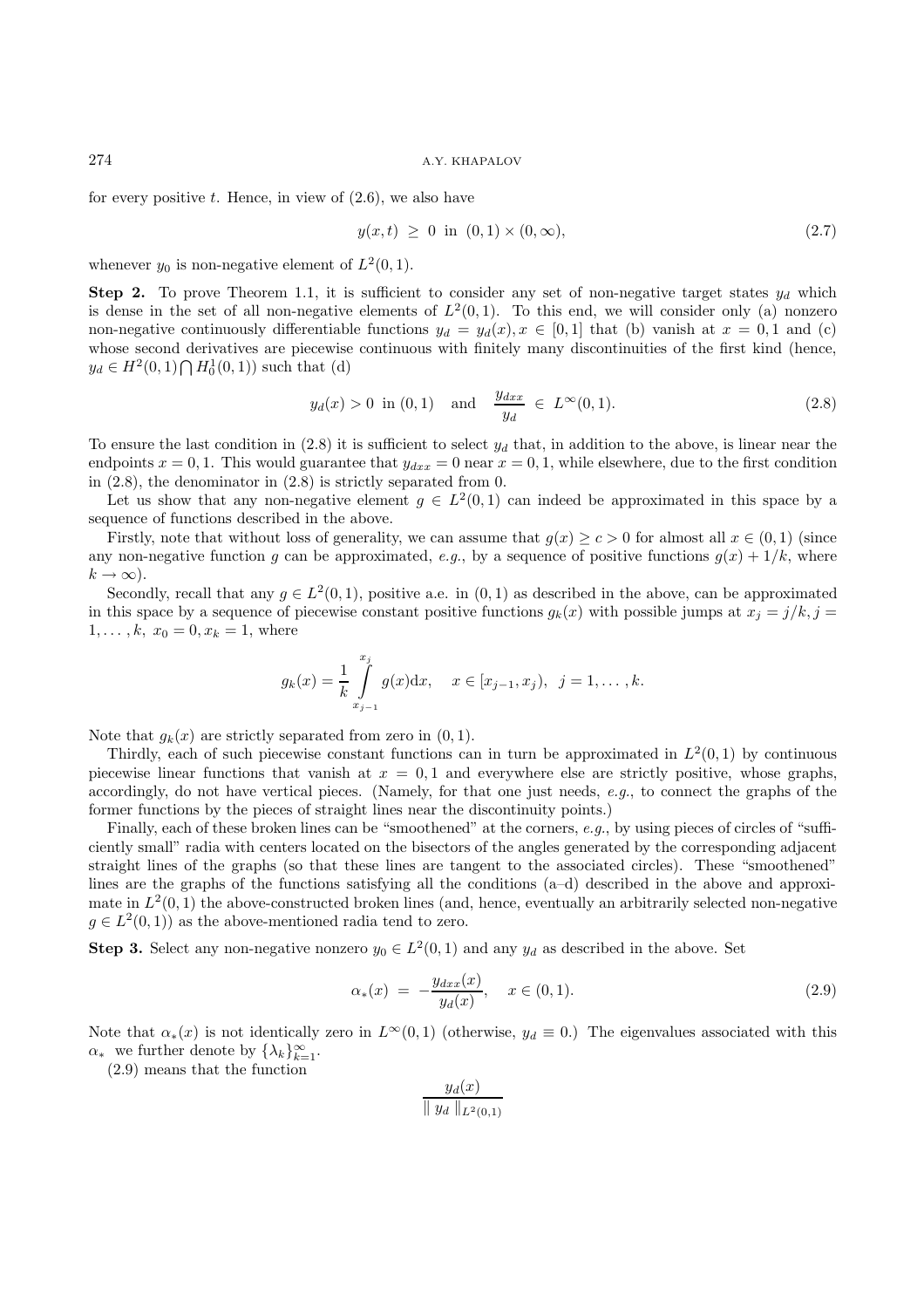for every positive $t$. Hence, in view of (2.6), we also have

$$y(x,t) \ \geq \ 0 \ \text{ in } \ (0,1) \times (0,\infty), \tag{2.7}$$

whenever $y_0$ is non-negative element of $L^2(0,1)$.

**Step 2.** To prove Theorem 1.1, it is sufficient to consider any set of non-negative target states $y_d$ which is dense in the set of all non-negative elements of $L^2(0,1)$. To this end, we will consider only (a) nonzero non-negative continuously differentiable functions $y_d = y_d(x), x \in [0,1]$ that (b) vanish at $x = 0, 1$ and (c) whose second derivatives are piecewise continuous with finitely many discontinuities of the first kind (hence, $y_d \in H^2(0,1) \bigcap H_0^1(0,1)$) such that (d)

$$y_d(x) > 0 \ \text{ in } (0,1) \quad \text{and} \quad \frac{y_{dxx}}{y_d} \ \in \ L^\infty(0,1). \tag{2.8}$$

To ensure the last condition in (2.8) it is sufficient to select $y_d$ that, in addition to the above, is linear near the endpoints $x = 0, 1$. This would guarantee that $y_{dxx} = 0$ near $x = 0, 1$, while elsewhere, due to the first condition in (2.8), the denominator in (2.8) is strictly separated from 0.

Let us show that any non-negative element $g \in L^2(0,1)$ can indeed be approximated in this space by a sequence of functions described in the above.

Firstly, note that without loss of generality, we can assume that $g(x) \geq c > 0$ for almost all $x \in (0,1)$ (since any non-negative function $g$ can be approximated, *e.g.*, by a sequence of positive functions $g(x) + 1/k$, where $k \to \infty$).

Secondly, recall that any $g \in L^2(0,1)$, positive a.e. in $(0,1)$ as described in the above, can be approximated in this space by a sequence of piecewise constant positive functions $g_k(x)$ with possible jumps at $x_j = j/k, j = 1, \ldots, k, \ x_0 = 0, x_k = 1$, where

$$g_k(x) = \frac{1}{k} \int\limits_{x_{j-1}}^{x_j} g(x) \mathrm{d}x, \quad x \in [x_{j-1}, x_j), \ \ j = 1, \ldots, k.$$

Note that $g_k(x)$ are strictly separated from zero in $(0,1)$.

Thirdly, each of such piecewise constant functions can in turn be approximated in $L^2(0,1)$ by continuous piecewise linear functions that vanish at $x = 0, 1$ and everywhere else are strictly positive, whose graphs, accordingly, do not have vertical pieces. (Namely, for that one just needs, *e.g.*, to connect the graphs of the former functions by the pieces of straight lines near the discontinuity points.)

Finally, each of these broken lines can be "smoothened" at the corners, *e.g.*, by using pieces of circles of "sufficiently small" radia with centers located on the bisectors of the angles generated by the corresponding adjacent straight lines of the graphs (so that these lines are tangent to the associated circles). These "smoothened" lines are the graphs of the functions satisfying all the conditions (a–d) described in the above and approximate in $L^2(0,1)$ the above-constructed broken lines (and, hence, eventually an arbitrarily selected non-negative $g \in L^2(0,1)$) as the above-mentioned radia tend to zero.

**Step 3.** Select any non-negative nonzero $y_0 \in L^2(0,1)$ and any $y_d$ as described in the above. Set

$$\alpha_*(x) \ = \ -\frac{y_{dxx}(x)}{y_d(x)}, \quad x \in (0,1). \tag{2.9}$$

Note that $\alpha_*(x)$ is not identically zero in $L^\infty(0,1)$ (otherwise, $y_d \equiv 0$.) The eigenvalues associated with this $\alpha_*$ we further denote by $\{\lambda_k\}_{k=1}^\infty$.

(2.9) means that the function

$$\frac{y_d(x)}{\parallel y_d \parallel_{L^2(0,1)}}$$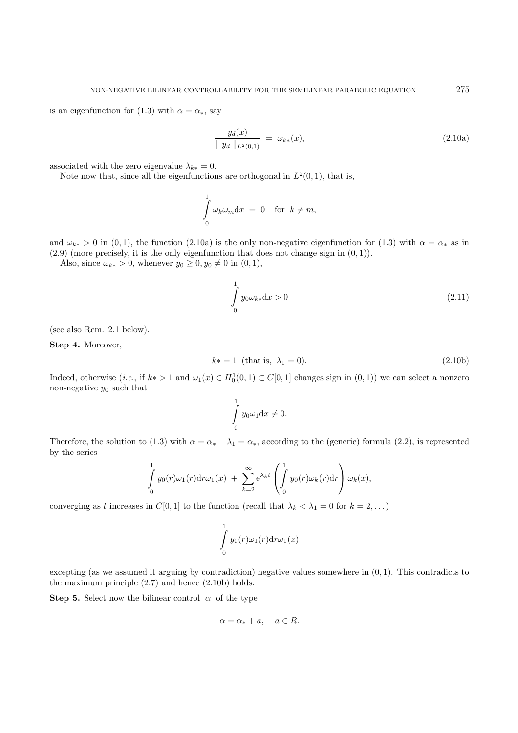is an eigenfunction for (1.3) with $\alpha = \alpha_*$, say

$$\frac{y_d(x)}{\| y_d \|_{L^2(0,1)}} = \omega_{k*}(x), \tag{2.10a}$$

associated with the zero eigenvalue $\lambda_{k*} = 0$.

Note now that, since all the eigenfunctions are orthogonal in $L^2(0,1)$, that is,

$$\int_0^1 \omega_k \omega_m \mathrm{d}x = 0 \quad \text{for } k \neq m,$$

and $\omega_{k*} > 0$ in $(0,1)$, the function (2.10a) is the only non-negative eigenfunction for (1.3) with $\alpha = \alpha_*$ as in (2.9) (more precisely, it is the only eigenfunction that does not change sign in $(0,1)$).

Also, since $\omega_{k*} > 0$, whenever $y_0 \geq 0, y_0 \not\equiv 0$ in $(0,1)$,

$$\int_0^1 y_0 \omega_{k*} \mathrm{d}x > 0 \tag{2.11}$$

(see also Rem. 2.1 below).

**Step 4.** Moreover,

$$k* = 1 \ \text{ (that is, } \ \lambda_1 = 0). \tag{2.10b}$$

Indeed, otherwise (*i.e.*, if $k* > 1$ and $\omega_1(x) \in H_0^1(0,1) \subset C[0,1]$ changes sign in $(0,1)$) we can select a nonzero non-negative $y_0$ such that

$$\int_0^1 y_0 \omega_1 \mathrm{d}x \neq 0.$$

Therefore, the solution to (1.3) with $\alpha = \alpha_* - \lambda_1 = \alpha_*$, according to the (generic) formula (2.2), is represented by the series

$$\int_0^1 y_0(r)\omega_1(r)\mathrm{d}r \omega_1(x) + \sum_{k=2}^{\infty} \mathrm{e}^{\lambda_k t} \left( \int_0^1 y_0(r)\omega_k(r)\mathrm{d}r \right) \omega_k(x),$$

converging as $t$ increases in $C[0,1]$ to the function (recall that $\lambda_k < \lambda_1 = 0$ for $k = 2, \dots$)

$$\int_0^1 y_0(r)\omega_1(r)\mathrm{d}r \omega_1(x)$$

excepting (as we assumed it arguing by contradiction) negative values somewhere in $(0,1)$. This contradicts to the maximum principle (2.7) and hence (2.10b) holds.

**Step 5.** Select now the bilinear control $\alpha$ of the type

$$\alpha = \alpha_* + a, \quad a \in R.$$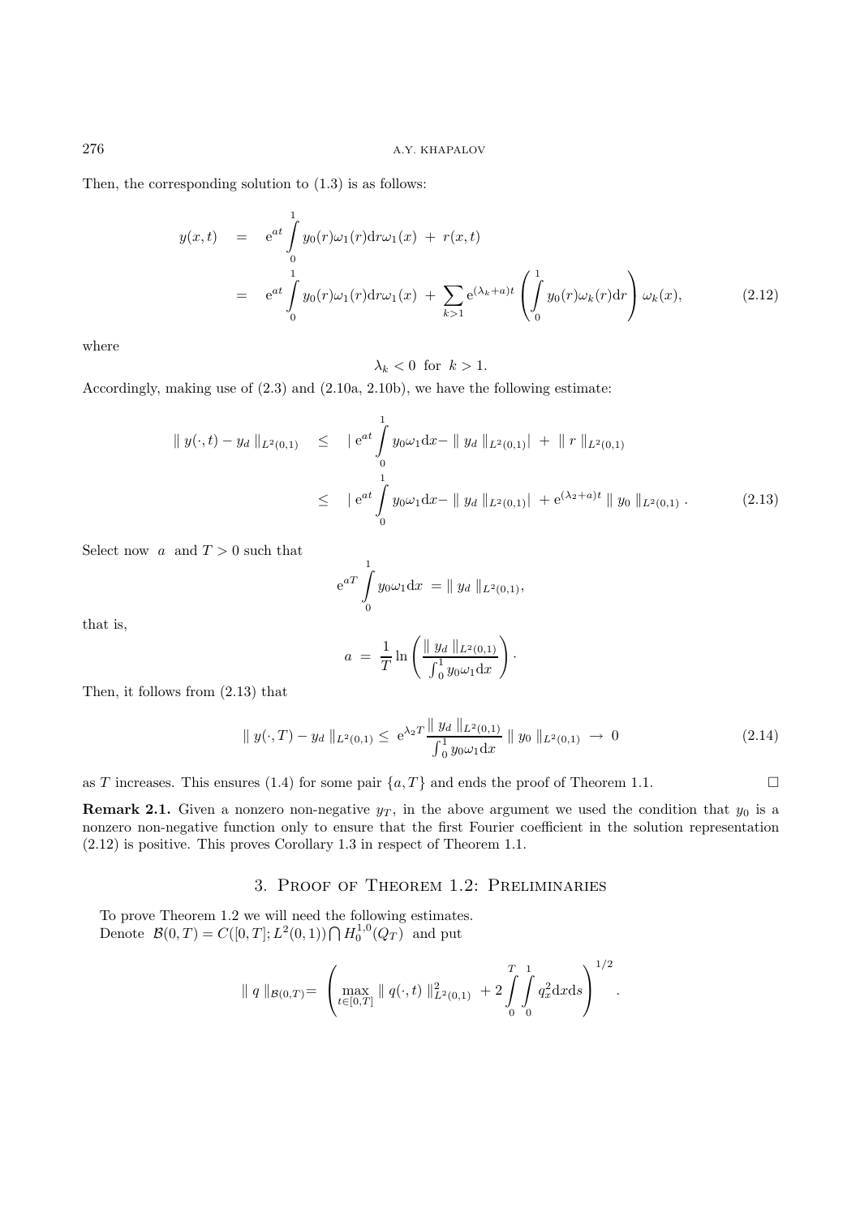Then, the corresponding solution to (1.3) is as follows:

$$
\begin{aligned}
y(x,t) &= \mathrm{e}^{at} \int_0^1 y_0(r)\omega_1(r)\mathrm{d}r\omega_1(x) \;+\; r(x,t) \\
&= \mathrm{e}^{at} \int_0^1 y_0(r)\omega_1(r)\mathrm{d}r\omega_1(x) \;+\; \sum_{k>1} \mathrm{e}^{(\lambda_k+a)t} \left( \int_0^1 y_0(r)\omega_k(r)\mathrm{d}r \right) \omega_k(x),
\end{aligned}
\tag{2.12}
$$

where

$$
\lambda_k < 0 \;\text{ for }\; k > 1.
$$

Accordingly, making use of (2.3) and (2.10a, 2.10b), we have the following estimate:

$$
\begin{aligned}
\| y(\cdot,t) - y_d \|_{L^2(0,1)} &\leq \left| \mathrm{e}^{at} \int_0^1 y_0\omega_1 \mathrm{d}x - \| y_d \|_{L^2(0,1)} \right| \;+\; \| r \|_{L^2(0,1)} \\
&\leq \left| \mathrm{e}^{at} \int_0^1 y_0\omega_1 \mathrm{d}x - \| y_d \|_{L^2(0,1)} \right| \;+ \mathrm{e}^{(\lambda_2+a)t} \| y_0 \|_{L^2(0,1)} \,.
\end{aligned}
\tag{2.13}
$$

Select now $a$ and $T > 0$ such that

$$
\mathrm{e}^{aT} \int_0^1 y_0\omega_1 \mathrm{d}x \;= \| y_d \|_{L^2(0,1)},
$$

that is,

$$
a \;=\; \frac{1}{T} \ln \left( \frac{\| y_d \|_{L^2(0,1)}}{\int_0^1 y_0\omega_1 \mathrm{d}x} \right).
$$

Then, it follows from (2.13) that

$$
\| y(\cdot,T) - y_d \|_{L^2(0,1)} \leq \; \mathrm{e}^{\lambda_2 T} \frac{\| y_d \|_{L^2(0,1)}}{\int_0^1 y_0\omega_1 \mathrm{d}x} \| y_0 \|_{L^2(0,1)} \;\to\; 0
\tag{2.14}
$$

as $T$ increases. This ensures (1.4) for some pair $\{a, T\}$ and ends the proof of Theorem 1.1. $\square$

**Remark 2.1.** Given a nonzero non-negative $y_T$, in the above argument we used the condition that $y_0$ is a nonzero non-negative function only to ensure that the first Fourier coefficient in the solution representation (2.12) is positive. This proves Corollary 1.3 in respect of Theorem 1.1.

## 3. Proof of Theorem 1.2: Preliminaries

To prove Theorem 1.2 we will need the following estimates.
Denote $\mathcal{B}(0,T) = C([0,T]; L^2(0,1)) \bigcap H_0^{1,0}(Q_T)$ and put

$$
\| q \|_{\mathcal{B}(0,T)} = \left( \max_{t\in[0,T]} \| q(\cdot,t) \|^2_{L^2(0,1)} \;+ 2\int_0^T \int_0^1 q_x^2 \mathrm{d}x\mathrm{d}s \right)^{1/2}.
$$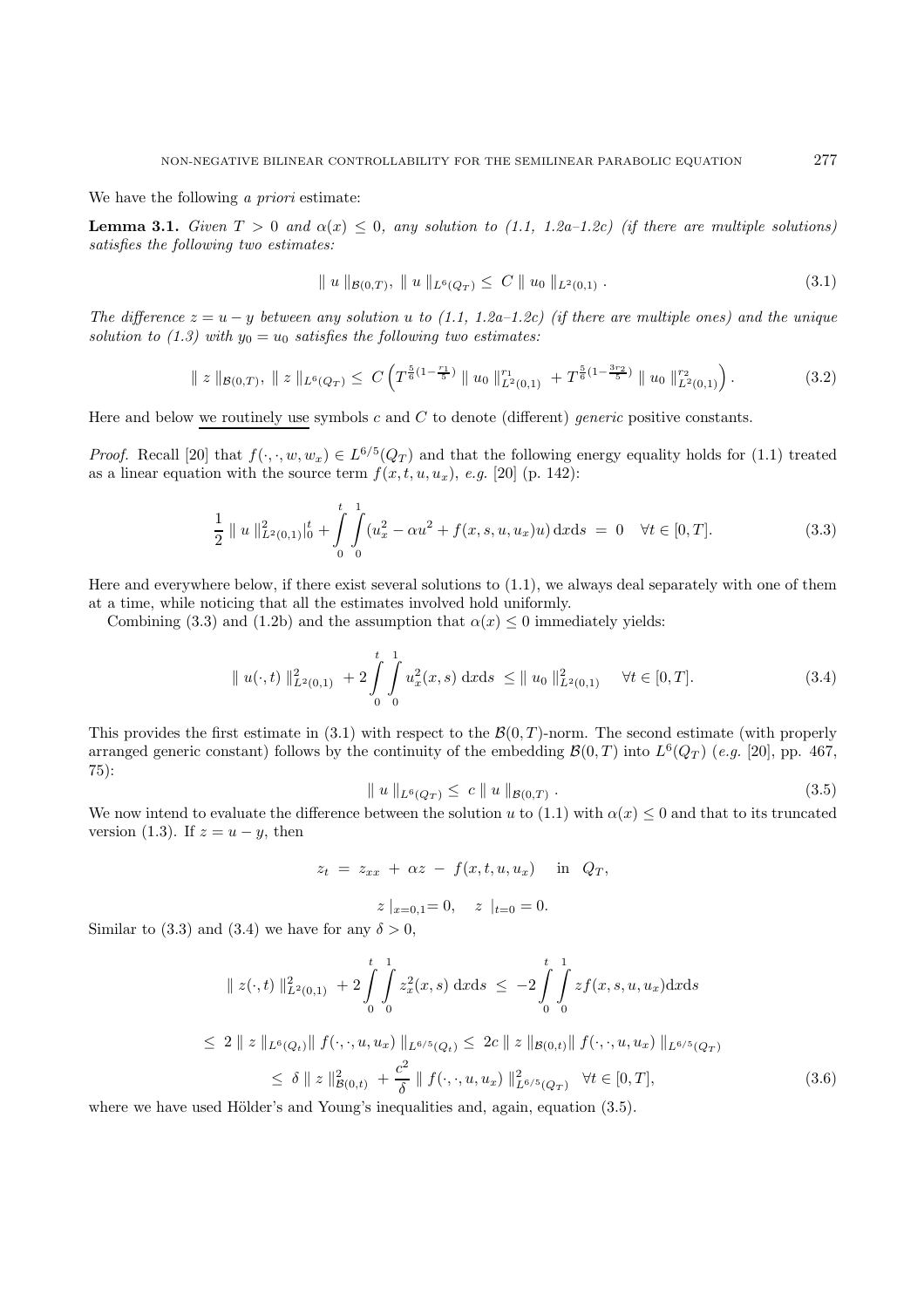We have the following *a priori* estimate:

**Lemma 3.1.** *Given $T > 0$ and $\alpha(x) \leq 0$, any solution to (1.1, 1.2a–1.2c) (if there are multiple solutions) satisfies the following two estimates:*

$$\| u \|_{\mathcal{B}(0,T)}, \ \| u \|_{L^6(Q_T)} \leq C \| u_0 \|_{L^2(0,1)} . \tag{3.1}$$

*The difference $z = u - y$ between any solution $u$ to (1.1, 1.2a–1.2c) (if there are multiple ones) and the unique solution to (1.3) with $y_0 = u_0$ satisfies the following two estimates:*

$$\| z \|_{\mathcal{B}(0,T)}, \ \| z \|_{L^6(Q_T)} \leq C \left( T^{\frac{5}{6}(1-\frac{r_1}{5})} \| u_0 \|^{r_1}_{L^2(0,1)} + T^{\frac{5}{6}(1-\frac{3r_2}{5})} \| u_0 \|^{r_2}_{L^2(0,1)} \right). \tag{3.2}$$

Here and below <u>we routinely use</u> symbols $c$ and $C$ to denote (different) *generic* positive constants.

*Proof.* Recall [20] that $f(\cdot, \cdot, w, w_x) \in L^{6/5}(Q_T)$ and that the following energy equality holds for (1.1) treated as a linear equation with the source term $f(x, t, u, u_x)$, *e.g.* [20] (p. 142):

$$\frac{1}{2} \| u \|^2_{L^2(0,1)}|_0^t + \int_0^t \int_0^1 (u_x^2 - \alpha u^2 + f(x, s, u, u_x)u) \, \mathrm{d}x\mathrm{d}s \ = \ 0 \quad \forall t \in [0, T]. \tag{3.3}$$

Here and everywhere below, if there exist several solutions to (1.1), we always deal separately with one of them at a time, while noticing that all the estimates involved hold uniformly.

Combining (3.3) and (1.2b) and the assumption that $\alpha(x) \leq 0$ immediately yields:

$$\| u(\cdot, t) \|^2_{L^2(0,1)} \ + 2 \int_0^t \int_0^1 u_x^2(x, s) \, \mathrm{d}x\mathrm{d}s \ \leq \| u_0 \|^2_{L^2(0,1)} \quad \forall t \in [0, T]. \tag{3.4}$$

This provides the first estimate in (3.1) with respect to the $\mathcal{B}(0, T)$-norm. The second estimate (with properly arranged generic constant) follows by the continuity of the embedding $\mathcal{B}(0, T)$ into $L^6(Q_T)$ (*e.g.* [20], pp. 467, 75):

$$\| u \|_{L^6(Q_T)} \leq \ c \| u \|_{\mathcal{B}(0,T)} . \tag{3.5}$$

We now intend to evaluate the difference between the solution $u$ to (1.1) with $\alpha(x) \leq 0$ and that to its truncated version (1.3). If $z = u - y$, then

$$z_t \ = \ z_{xx} \ + \ \alpha z \ - \ f(x, t, u, u_x) \quad \text{in} \ \ Q_T,$$

$$z \mid_{x=0,1} = 0, \quad z \mid_{t=0} = 0.$$

Similar to (3.3) and (3.4) we have for any $\delta > 0$,

$$\begin{aligned} \| z(\cdot, t) \|^2_{L^2(0,1)} \ + 2 \int_0^t \int_0^1 z_x^2(x, s) \, \mathrm{d}x\mathrm{d}s \ &\leq \ -2 \int_0^t \int_0^1 z f(x, s, u, u_x) \mathrm{d}x\mathrm{d}s \\ \leq \ 2 \| z \|_{L^6(Q_t)} \| f(\cdot, \cdot, u, u_x) \|_{L^{6/5}(Q_t)} &\leq \ 2c \| z \|_{\mathcal{B}(0,t)} \| f(\cdot, \cdot, u, u_x) \|_{L^{6/5}(Q_T)} \\ &\leq \ \delta \| z \|^2_{\mathcal{B}(0,t)} \ + \frac{c^2}{\delta} \| f(\cdot, \cdot, u, u_x) \|^2_{L^{6/5}(Q_T)} \quad \forall t \in [0, T], \end{aligned} \tag{3.6}$$

where we have used Hölder's and Young's inequalities and, again, equation (3.5).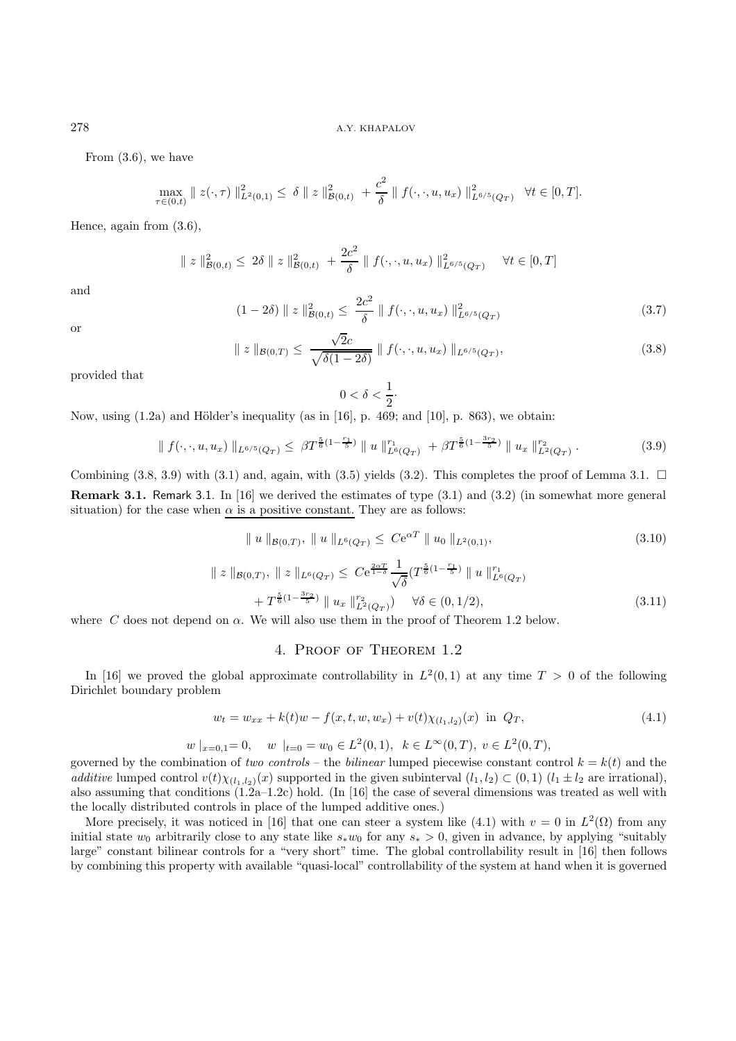From (3.6), we have

$$\max_{\tau \in (0,t)} \| z(\cdot, \tau) \|^2_{L^2(0,1)} \leq \delta \| z \|^2_{\mathcal{B}(0,t)} + \frac{c^2}{\delta} \| f(\cdot, \cdot, u, u_x) \|^2_{L^{6/5}(Q_T)} \quad \forall t \in [0, T].$$

Hence, again from (3.6),

$$\| z \|^2_{\mathcal{B}(0,t)} \leq 2\delta \| z \|^2_{\mathcal{B}(0,t)} + \frac{2c^2}{\delta} \| f(\cdot, \cdot, u, u_x) \|^2_{L^{6/5}(Q_T)} \quad \forall t \in [0, T]$$

and

$$(1 - 2\delta) \| z \|^2_{\mathcal{B}(0,t)} \leq \frac{2c^2}{\delta} \| f(\cdot, \cdot, u, u_x) \|^2_{L^{6/5}(Q_T)} \tag{3.7}$$

or

$$\| z \|_{\mathcal{B}(0,T)} \leq \frac{\sqrt{2}c}{\sqrt{\delta(1 - 2\delta)}} \| f(\cdot, \cdot, u, u_x) \|_{L^{6/5}(Q_T)}, \tag{3.8}$$

provided that

$$0 < \delta < \frac{1}{2} \cdot$$

Now, using (1.2a) and Hölder's inequality (as in [16], p. 469; and [10], p. 863), we obtain:

$$\| f(\cdot, \cdot, u, u_x) \|_{L^{6/5}(Q_T)} \leq \beta T^{\frac{5}{6}(1 - \frac{r_1}{5})} \| u \|^{r_1}_{L^6(Q_T)} + \beta T^{\frac{5}{6}(1 - \frac{3r_2}{5})} \| u_x \|^{r_2}_{L^2(Q_T)}. \tag{3.9}$$

Combining (3.8, 3.9) with (3.1) and, again, with (3.5) yields (3.2). This completes the proof of Lemma 3.1. $\square$

**Remark 3.1.** Remark 3.1. In [16] we derived the estimates of type (3.1) and (3.2) (in somewhat more general situation) for the case when <u>$\alpha$ is a positive constant.</u> They are as follows:

$$\| u \|_{\mathcal{B}(0,T)}, \ \| u \|_{L^6(Q_T)} \leq C e^{\alpha T} \| u_0 \|_{L^2(0,1)}, \tag{3.10}$$

$$\| z \|_{\mathcal{B}(0,T)}, \ \| z \|_{L^6(Q_T)} \leq C e^{\frac{2\alpha T}{1-\delta}} \frac{1}{\sqrt{\delta}} (T^{\frac{5}{6}(1 - \frac{r_1}{5})} \| u \|^{r_1}_{L^6(Q_T)} + T^{\frac{5}{6}(1 - \frac{3r_2}{5})} \| u_x \|^{r_2}_{L^2(Q_T)}) \quad \forall \delta \in (0, 1/2), \tag{3.11}$$

where $C$ does not depend on $\alpha$. We will also use them in the proof of Theorem 1.2 below.

## 4. Proof of Theorem 1.2

In [16] we proved the global approximate controllability in $L^2(0,1)$ at any time $T > 0$ of the following Dirichlet boundary problem

$$w_t = w_{xx} + k(t)w - f(x, t, w, w_x) + v(t)\chi_{(l_1, l_2)}(x) \ \text{ in } Q_T, \tag{4.1}$$

$$w \mid_{x=0,1} = 0, \quad w \mid_{t=0} = w_0 \in L^2(0,1), \ k \in L^\infty(0,T), \ v \in L^2(0,T),$$

governed by the combination of *two controls* – the *bilinear* lumped piecewise constant control $k = k(t)$ and the *additive* lumped control $v(t)\chi_{(l_1,l_2)}(x)$ supported in the given subinterval $(l_1, l_2) \subset (0,1)$ ($l_1 \pm l_2$ are irrational), also assuming that conditions (1.2a–1.2c) hold. (In [16] the case of several dimensions was treated as well with the locally distributed controls in place of the lumped additive ones.)

More precisely, it was noticed in [16] that one can steer a system like (4.1) with $v = 0$ in $L^2(\Omega)$ from any initial state $w_0$ arbitrarily close to any state like $s_* w_0$ for any $s_* > 0$, given in advance, by applying "suitably large" constant bilinear controls for a "very short" time. The global controllability result in [16] then follows by combining this property with available "quasi-local" controllability of the system at hand when it is governed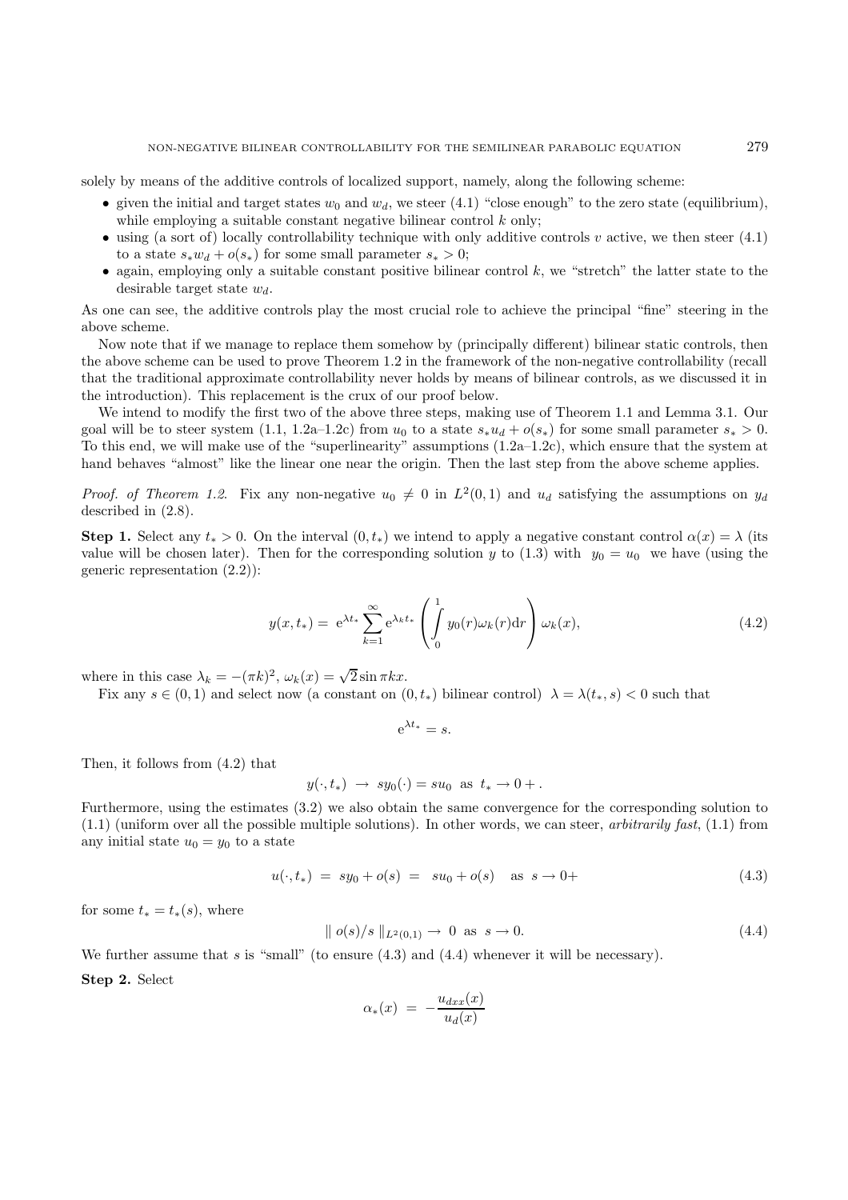solely by means of the additive controls of localized support, namely, along the following scheme:

- given the initial and target states $w_0$ and $w_d$, we steer (4.1) "close enough" to the zero state (equilibrium), while employing a suitable constant negative bilinear control $k$ only;
- using (a sort of) locally controllability technique with only additive controls $v$ active, we then steer (4.1) to a state $s_* w_d + o(s_*)$ for some small parameter $s_* > 0$;
- again, employing only a suitable constant positive bilinear control $k$, we "stretch" the latter state to the desirable target state $w_d$.

As one can see, the additive controls play the most crucial role to achieve the principal "fine" steering in the above scheme.

Now note that if we manage to replace them somehow by (principally different) bilinear static controls, then the above scheme can be used to prove Theorem 1.2 in the framework of the non-negative controllability (recall that the traditional approximate controllability never holds by means of bilinear controls, as we discussed it in the introduction). This replacement is the crux of our proof below.

We intend to modify the first two of the above three steps, making use of Theorem 1.1 and Lemma 3.1. Our goal will be to steer system (1.1, 1.2a–1.2c) from $u_0$ to a state $s_* u_d + o(s_*)$ for some small parameter $s_* > 0$. To this end, we will make use of the "superlinearity" assumptions (1.2a–1.2c), which ensure that the system at hand behaves "almost" like the linear one near the origin. Then the last step from the above scheme applies.

*Proof. of Theorem 1.2.* Fix any non-negative $u_0 \neq 0$ in $L^2(0,1)$ and $u_d$ satisfying the assumptions on $y_d$ described in (2.8).

**Step 1.** Select any $t_* > 0$. On the interval $(0, t_*)$ we intend to apply a negative constant control $\alpha(x) = \lambda$ (its value will be chosen later). Then for the corresponding solution $y$ to (1.3) with $y_0 = u_0$ we have (using the generic representation (2.2)):

$$y(x, t_*) = \mathrm{e}^{\lambda t_*} \sum_{k=1}^{\infty} \mathrm{e}^{\lambda_k t_*} \left( \int_0^1 y_0(r) \omega_k(r) \mathrm{d}r \right) \omega_k(x), \tag{4.2}$$

where in this case $\lambda_k = -(\pi k)^2$, $\omega_k(x) = \sqrt{2} \sin \pi k x$.

Fix any $s \in (0,1)$ and select now (a constant on $(0, t_*)$ bilinear control) $\lambda = \lambda(t_*, s) < 0$ such that

$$\mathrm{e}^{\lambda t_*} = s.$$

Then, it follows from (4.2) that

$$y(\cdot, t_*) \;\to\; s y_0(\cdot) = s u_0 \;\text{ as }\; t_* \to 0+.$$

Furthermore, using the estimates (3.2) we also obtain the same convergence for the corresponding solution to (1.1) (uniform over all the possible multiple solutions). In other words, we can steer, *arbitrarily fast*, (1.1) from any initial state $u_0 = y_0$ to a state

$$u(\cdot, t_*) \;=\; s y_0 + o(s) \;=\; s u_0 + o(s) \quad \text{as } s \to 0+ \tag{4.3}$$

for some $t_* = t_*(s)$, where

$$\| \, o(s)/s \, \|_{L^2(0,1)} \to 0 \;\text{ as }\; s \to 0. \tag{4.4}$$

We further assume that $s$ is "small" (to ensure (4.3) and (4.4) whenever it will be necessary).

**Step 2.** Select

$$\alpha_*(x) \;=\; -\frac{u_{dxx}(x)}{u_d(x)}$$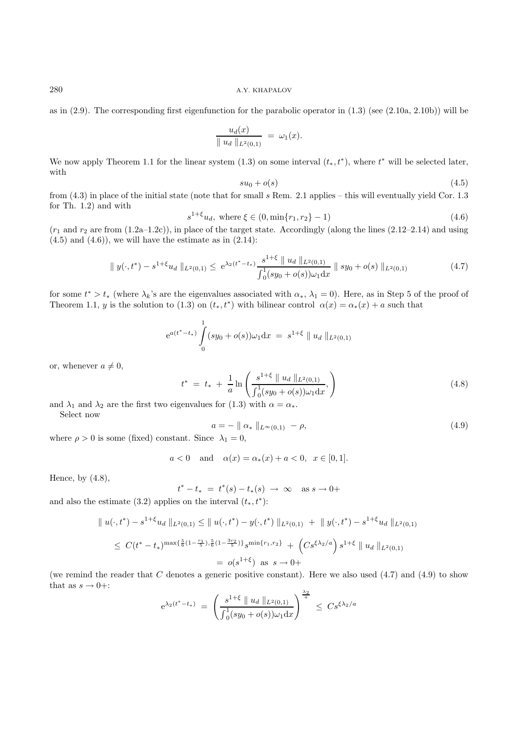as in (2.9). The corresponding first eigenfunction for the parabolic operator in (1.3) (see (2.10a, 2.10b)) will be

$$\frac{u_d(x)}{\parallel u_d \parallel_{L^2(0,1)}} \; = \; \omega_1(x).$$

We now apply Theorem 1.1 for the linear system (1.3) on some interval $(t_*, t^*)$, where $t^*$ will be selected later, with

$$su_0 + o(s) \tag{4.5}$$

from (4.3) in place of the initial state (note that for small $s$ Rem. 2.1 applies – this will eventually yield Cor. 1.3 for Th. 1.2) and with

$$s^{1+\xi} u_d, \text{ where } \xi \in (0, \min\{r_1, r_2\} - 1) \tag{4.6}$$

($r_1$ and $r_2$ are from (1.2a–1.2c)), in place of the target state. Accordingly (along the lines (2.12–2.14) and using (4.5) and (4.6)), we will have the estimate as in (2.14):

$$\parallel y(\cdot, t^*) - s^{1+\xi} u_d \parallel_{L^2(0,1)} \leq \; \mathrm{e}^{\lambda_2 (t^* - t_*)} \frac{s^{1+\xi} \parallel u_d \parallel_{L^2(0,1)}}{\int_0^1 (sy_0 + o(s)) \omega_1 \mathrm{d}x} \parallel sy_0 + o(s) \parallel_{L^2(0,1)} \tag{4.7}$$

for some $t^* > t_*$ (where $\lambda_k$'s are the eigenvalues associated with $\alpha_*$, $\lambda_1 = 0$). Here, as in Step 5 of the proof of Theorem 1.1, $y$ is the solution to (1.3) on $(t_*, t^*)$ with bilinear control $\alpha(x) = \alpha_*(x) + a$ such that

$$\mathrm{e}^{a(t^* - t_*)} \int_0^1 (sy_0 + o(s)) \omega_1 \mathrm{d}x \; = \; s^{1+\xi} \parallel u_d \parallel_{L^2(0,1)}$$

or, whenever $a \neq 0$,

$$t^* \; = \; t_* \; + \; \frac{1}{a} \ln \left( \frac{s^{1+\xi} \parallel u_d \parallel_{L^2(0,1)}}{\int_0^1 (sy_0 + o(s)) \omega_1 \mathrm{d}x}, \right) \tag{4.8}$$

and $\lambda_1$ and $\lambda_2$ are the first two eigenvalues for (1.3) with $\alpha = \alpha_*$.

Select now

$$a = - \parallel \alpha_* \parallel_{L^\infty(0,1)} \; - \rho, \tag{4.9}$$

where $\rho > 0$ is some (fixed) constant. Since $\lambda_1 = 0$,

$$a < 0 \quad \text{and} \quad \alpha(x) = \alpha_*(x) + a < 0, \;\; x \in [0,1].$$

Hence, by (4.8),

$$t^* - t_* \; = \; t^*(s) - t_*(s) \; \to \; \infty \quad \text{as } s \to 0+$$

and also the estimate (3.2) applies on the interval $(t_*, t^*)$:

$$\begin{aligned}
\parallel u(\cdot, t^*) - s^{1+\xi} u_d \parallel_{L^2(0,1)} &\leq \parallel u(\cdot, t^*) - y(\cdot, t^*) \parallel_{L^2(0,1)} \; + \; \parallel y(\cdot, t^*) - s^{1+\xi} u_d \parallel_{L^2(0,1)} \\
&\leq \; C(t^* - t_*)^{\max\{\frac{5}{6}(1 - \frac{r_1}{5}), \frac{5}{6}(1 - \frac{3 r_2}{5})\}} s^{\min\{r_1, r_2\}} \; + \; \left( C s^{\xi \lambda_2 / a} \right) s^{1+\xi} \parallel u_d \parallel_{L^2(0,1)} \\
&= \; o(s^{1+\xi}) \;\text{ as }\; s \to 0+
\end{aligned}$$

(we remind the reader that $C$ denotes a generic positive constant). Here we also used (4.7) and (4.9) to show that as $s \to 0+$:

$$\mathrm{e}^{\lambda_2 (t^* - t_*)} \; = \; \left( \frac{s^{1+\xi} \parallel u_d \parallel_{L^2(0,1)}}{\int_0^1 (sy_0 + o(s)) \omega_1 \mathrm{d}x} \right)^{\frac{\lambda_2}{a}} \; \leq \; C s^{\xi \lambda_2 / a}$$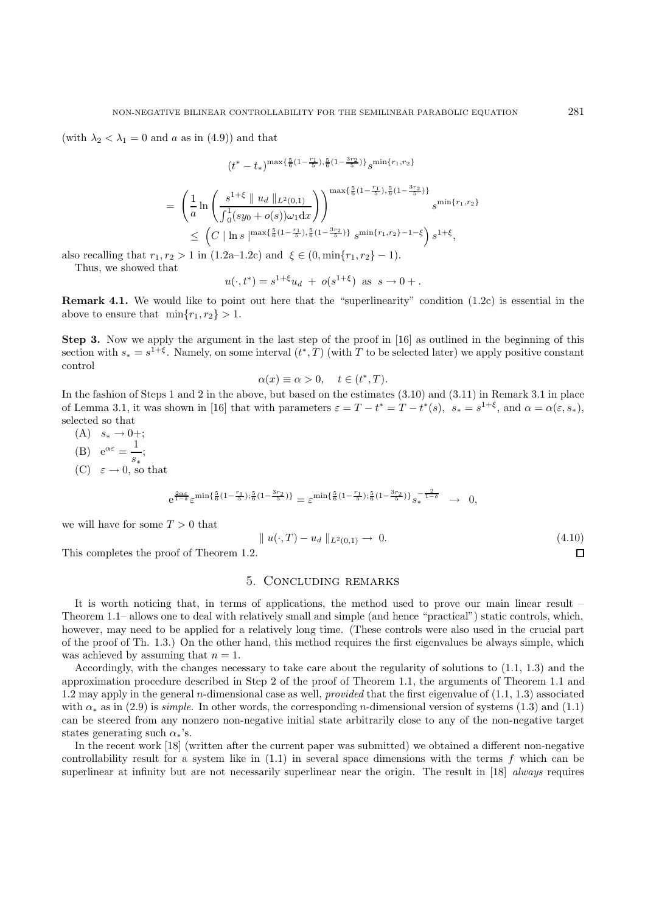(with $\lambda_2 < \lambda_1 = 0$ and $a$ as in (4.9)) and that

$$(t^* - t_*)^{\max\{\frac{5}{6}(1-\frac{r_1}{5}),\frac{5}{6}(1-\frac{3r_2}{5})\}} s^{\min\{r_1,r_2\}}$$

$$= \left(\frac{1}{a}\ln\left(\frac{s^{1+\xi} \parallel u_d \parallel_{L^2(0,1)}}{\int_0^1 (sy_0 + o(s))\omega_1 \mathrm{d}x}\right)\right)^{\max\{\frac{5}{6}(1-\frac{r_1}{5}),\frac{5}{6}(1-\frac{3r_2}{5})\}} s^{\min\{r_1,r_2\}}$$

$$\leq \left(C \mid \ln s \mid^{\max\{\frac{5}{6}(1-\frac{r_1}{5}),\frac{5}{6}(1-\frac{3r_2}{5})\}} s^{\min\{r_1,r_2\}-1-\xi}\right) s^{1+\xi},$$

also recalling that $r_1, r_2 > 1$ in (1.2a–1.2c) and $\xi \in (0, \min\{r_1, r_2\} - 1)$.

Thus, we showed that

$$u(\cdot, t^*) = s^{1+\xi} u_d \ + \ o(s^{1+\xi}) \ \text{ as } \ s \to 0+.$$

**Remark 4.1.** We would like to point out here that the "superlinearity" condition (1.2c) is essential in the above to ensure that $\min\{r_1, r_2\} > 1$.

**Step 3.** Now we apply the argument in the last step of the proof in [16] as outlined in the beginning of this section with $s_* = s^{1+\xi}$. Namely, on some interval $(t^*, T)$ (with $T$ to be selected later) we apply positive constant control

$$\alpha(x) \equiv \alpha > 0, \quad t \in (t^*, T).$$

In the fashion of Steps 1 and 2 in the above, but based on the estimates (3.10) and (3.11) in Remark 3.1 in place of Lemma 3.1, it was shown in [16] that with parameters $\varepsilon = T - t^* = T - t^*(s)$, $s_* = s^{1+\xi}$, and $\alpha = \alpha(\varepsilon, s_*)$, selected so that

(A) $s_* \to 0+$;

(B) $\mathrm{e}^{\alpha\varepsilon} = \dfrac{1}{s_*}$;

(C) $\varepsilon \to 0$, so that

$$\mathrm{e}^{\frac{2\alpha\varepsilon}{1-\delta}} \varepsilon^{\min\{\frac{5}{6}(1-\frac{r_1}{5});\frac{5}{6}(1-\frac{3r_2}{5})\}} = \varepsilon^{\min\{\frac{5}{6}(1-\frac{r_1}{5});\frac{5}{6}(1-\frac{3r_2}{5})\}} s_*^{-\frac{2}{1-\delta}} \ \to \ 0,$$

we will have for some $T > 0$ that

$$\parallel u(\cdot, T) - u_d \parallel_{L^2(0,1)} \to \ 0. \tag{4.10}$$

This completes the proof of Theorem 1.2. □

## 5. Concluding remarks

It is worth noticing that, in terms of applications, the method used to prove our main linear result – Theorem 1.1– allows one to deal with relatively small and simple (and hence "practical") static controls, which, however, may need to be applied for a relatively long time. (These controls were also used in the crucial part of the proof of Th. 1.3.) On the other hand, this method requires the first eigenvalues be always simple, which was achieved by assuming that $n = 1$.

Accordingly, with the changes necessary to take care about the regularity of solutions to (1.1, 1.3) and the approximation procedure described in Step 2 of the proof of Theorem 1.1, the arguments of Theorem 1.1 and 1.2 may apply in the general $n$-dimensional case as well, *provided* that the first eigenvalue of (1.1, 1.3) associated with $\alpha_*$ as in (2.9) is *simple*. In other words, the corresponding $n$-dimensional version of systems (1.3) and (1.1) can be steered from any nonzero non-negative initial state arbitrarily close to any of the non-negative target states generating such $\alpha_*$'s.

In the recent work [18] (written after the current paper was submitted) we obtained a different non-negative controllability result for a system like in (1.1) in several space dimensions with the terms $f$ which can be superlinear at infinity but are not necessarily superlinear near the origin. The result in [18] *always* requires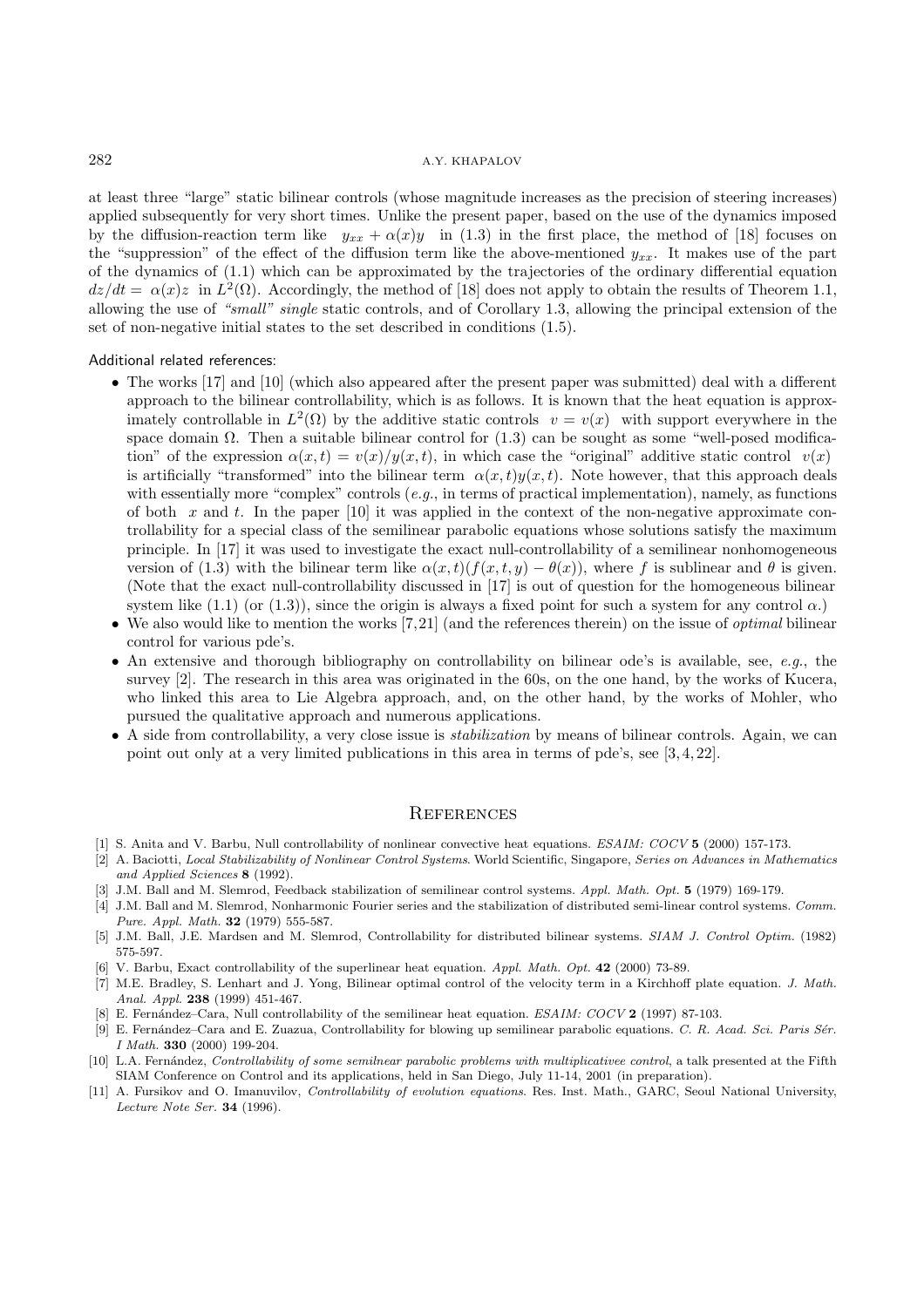at least three "large" static bilinear controls (whose magnitude increases as the precision of steering increases) applied subsequently for very short times. Unlike the present paper, based on the use of the dynamics imposed by the diffusion-reaction term like $y_{xx} + \alpha(x)y$ in (1.3) in the first place, the method of [18] focuses on the "suppression" of the effect of the diffusion term like the above-mentioned $y_{xx}$. It makes use of the part of the dynamics of (1.1) which can be approximated by the trajectories of the ordinary differential equation $dz/dt = \alpha(x)z$ in $L^2(\Omega)$. Accordingly, the method of [18] does not apply to obtain the results of Theorem 1.1, allowing the use of *"small" single* static controls, and of Corollary 1.3, allowing the principal extension of the set of non-negative initial states to the set described in conditions (1.5).

Additional related references:

- The works [17] and [10] (which also appeared after the present paper was submitted) deal with a different approach to the bilinear controllability, which is as follows. It is known that the heat equation is approximately controllable in $L^2(\Omega)$ by the additive static controls $v = v(x)$ with support everywhere in the space domain $\Omega$. Then a suitable bilinear control for (1.3) can be sought as some "well-posed modification" of the expression $\alpha(x,t) = v(x)/y(x,t)$, in which case the "original" additive static control $v(x)$ is artificially "transformed" into the bilinear term $\alpha(x,t)y(x,t)$. Note however, that this approach deals with essentially more "complex" controls (*e.g.*, in terms of practical implementation), namely, as functions of both $x$ and $t$. In the paper [10] it was applied in the context of the non-negative approximate controllability for a special class of the semilinear parabolic equations whose solutions satisfy the maximum principle. In [17] it was used to investigate the exact null-controllability of a semilinear nonhomogeneous version of (1.3) with the bilinear term like $\alpha(x,t)(f(x,t,y) - \theta(x))$, where $f$ is sublinear and $\theta$ is given. (Note that the exact null-controllability discussed in [17] is out of question for the homogeneous bilinear system like (1.1) (or (1.3)), since the origin is always a fixed point for such a system for any control $\alpha$.)
- We also would like to mention the works [7,21] (and the references therein) on the issue of *optimal* bilinear control for various pde's.
- An extensive and thorough bibliography on controllability on bilinear ode's is available, see, *e.g.*, the survey [2]. The research in this area was originated in the 60s, on the one hand, by the works of Kucera, who linked this area to Lie Algebra approach, and, on the other hand, by the works of Mohler, who pursued the qualitative approach and numerous applications.
- A side from controllability, a very close issue is *stabilization* by means of bilinear controls. Again, we can point out only at a very limited publications in this area in terms of pde's, see [3,4,22].

## References

[1] S. Anita and V. Barbu, Null controllability of nonlinear convective heat equations. *ESAIM: COCV* **5** (2000) 157-173.

[2] A. Baciotti, *Local Stabilizability of Nonlinear Control Systems*. World Scientific, Singapore, *Series on Advances in Mathematics and Applied Sciences* **8** (1992).

[3] J.M. Ball and M. Slemrod, Feedback stabilization of semilinear control systems. *Appl. Math. Opt.* **5** (1979) 169-179.

[4] J.M. Ball and M. Slemrod, Nonharmonic Fourier series and the stabilization of distributed semi-linear control systems. *Comm. Pure. Appl. Math.* **32** (1979) 555-587.

[5] J.M. Ball, J.E. Mardsen and M. Slemrod, Controllability for distributed bilinear systems. *SIAM J. Control Optim.* (1982) 575-597.

[6] V. Barbu, Exact controllability of the superlinear heat equation. *Appl. Math. Opt.* **42** (2000) 73-89.

[7] M.E. Bradley, S. Lenhart and J. Yong, Bilinear optimal control of the velocity term in a Kirchhoff plate equation. *J. Math. Anal. Appl.* **238** (1999) 451-467.

[8] E. Fernández–Cara, Null controllability of the semilinear heat equation. *ESAIM: COCV* **2** (1997) 87-103.

[9] E. Fernández–Cara and E. Zuazua, Controllability for blowing up semilinear parabolic equations. *C. R. Acad. Sci. Paris Sér. I Math.* **330** (2000) 199-204.

[10] L.A. Fernández, *Controllability of some semilnear parabolic problems with multiplicativee control*, a talk presented at the Fifth SIAM Conference on Control and its applications, held in San Diego, July 11-14, 2001 (in preparation).

[11] A. Fursikov and O. Imanuvilov, *Controllability of evolution equations*. Res. Inst. Math., GARC, Seoul National University, *Lecture Note Ser.* **34** (1996).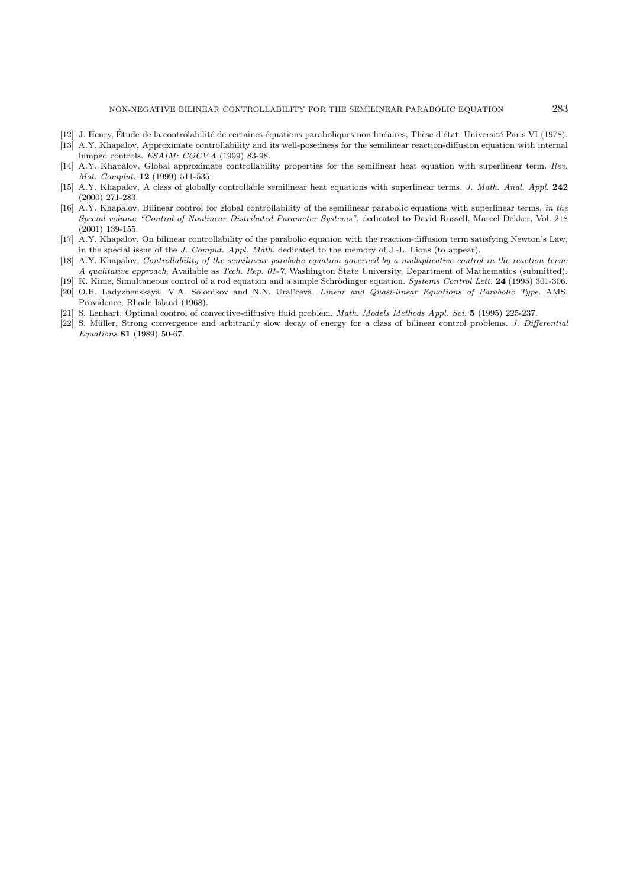[12] J. Henry, Étude de la contrôlabilité de certaines équations paraboliques non linéaires, Thèse d'état. Université Paris VI (1978).

[13] A.Y. Khapalov, Approximate controllability and its well-posedness for the semilinear reaction-diffusion equation with internal lumped controls. *ESAIM: COCV* **4** (1999) 83-98.

[14] A.Y. Khapalov, Global approximate controllability properties for the semilinear heat equation with superlinear term. *Rev. Mat. Complut.* **12** (1999) 511-535.

[15] A.Y. Khapalov, A class of globally controllable semilinear heat equations with superlinear terms. *J. Math. Anal. Appl.* **242** (2000) 271-283.

[16] A.Y. Khapalov, Bilinear control for global controllability of the semilinear parabolic equations with superlinear terms, *in the Special volume "Control of Nonlinear Distributed Parameter Systems"*, dedicated to David Russell, Marcel Dekker, Vol. 218 (2001) 139-155.

[17] A.Y. Khapalov, On bilinear controllability of the parabolic equation with the reaction-diffusion term satisfying Newton's Law, in the special issue of the *J. Comput. Appl. Math.* dedicated to the memory of J.-L. Lions (to appear).

[18] A.Y. Khapalov, *Controllability of the semilinear parabolic equation governed by a multiplicative control in the reaction term: A qualitative approach*, Available as *Tech. Rep. 01-7*, Washington State University, Department of Mathematics (submitted).

[19] K. Kime, Simultaneous control of a rod equation and a simple Schrödinger equation. *Systems Control Lett.* **24** (1995) 301-306.

[20] O.H. Ladyzhenskaya, V.A. Solonikov and N.N. Ural'ceva, *Linear and Quasi-linear Equations of Parabolic Type*. AMS, Providence, Rhode Island (1968).

[21] S. Lenhart, Optimal control of convective-diffusive fluid problem. *Math. Models Methods Appl. Sci.* **5** (1995) 225-237.

[22] S. Müller, Strong convergence and arbitrarily slow decay of energy for a class of bilinear control problems. *J. Differential Equations* **81** (1989) 50-67.